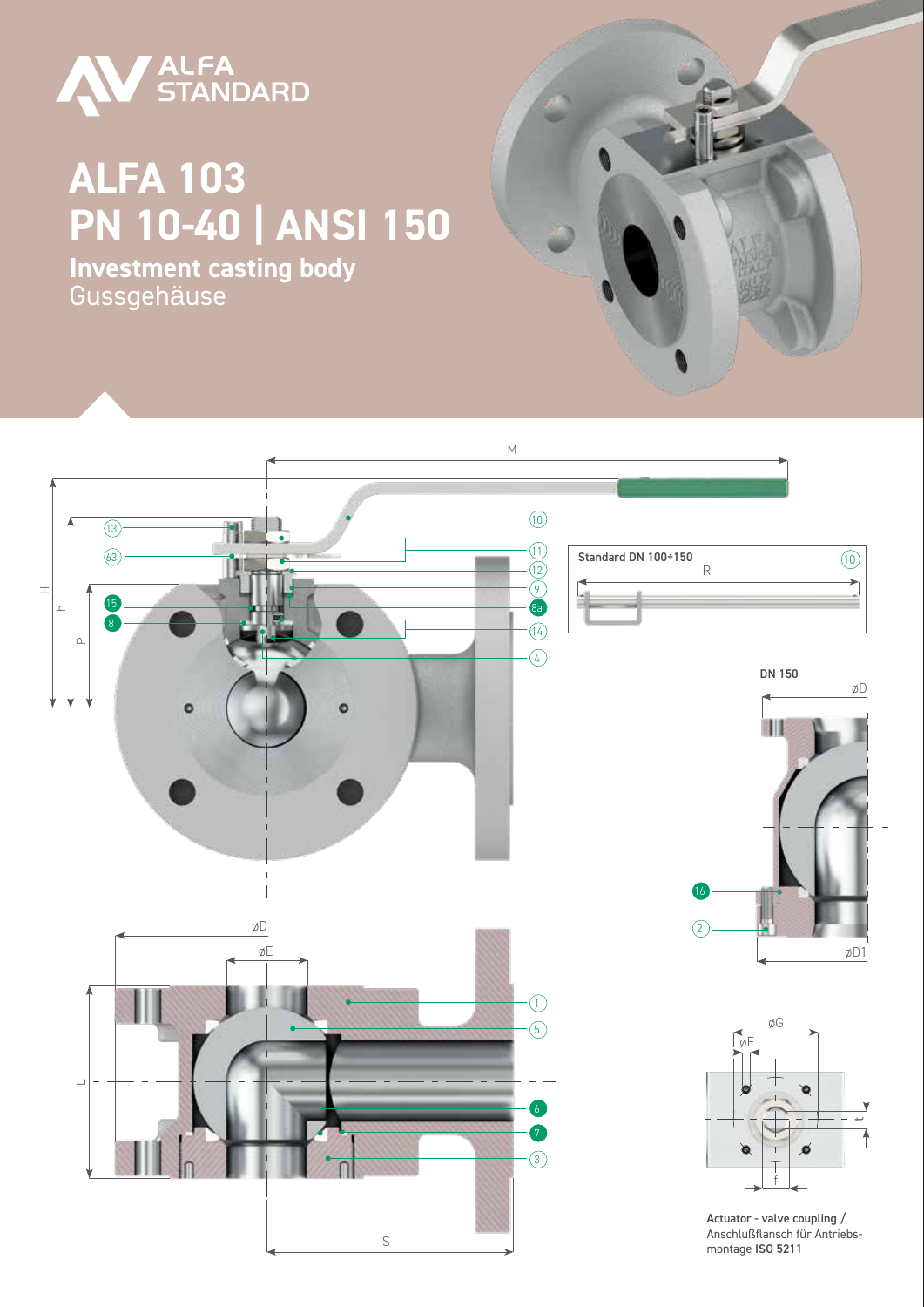# ALFA 103
# PN 10-40 | ANSI 150

**Investment casting body**
Gussgehäuse

Standard DN 100÷150

DN 150

Actuator - valve coupling / Anschlußflansch für Antriebsmontage **ISO 5211**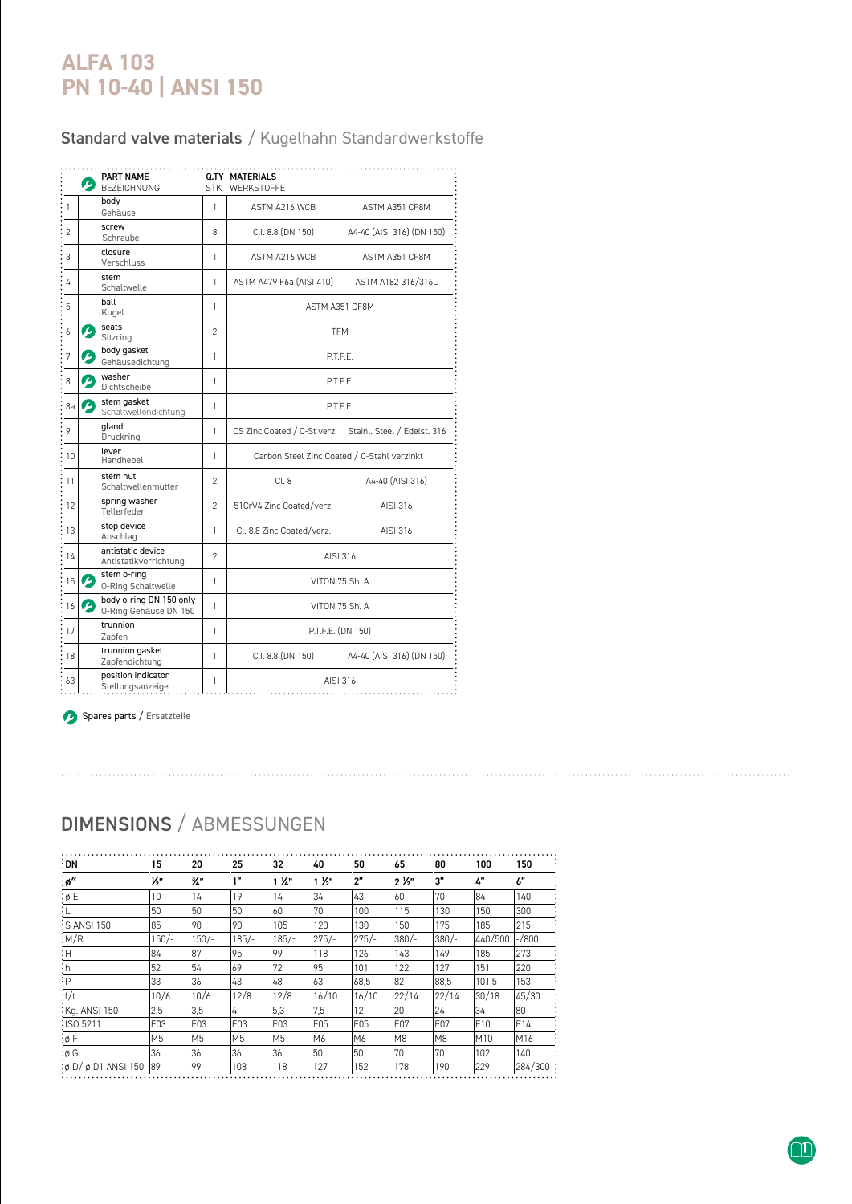# ALFA 103
# PN 10-40 | ANSI 150

## Standard valve materials / Kugelhahn Standardwerkstoffe

| | | PART NAME<br>BEZEICHNUNG | Q.TY<br>STK | MATERIALS<br>WERKSTOFFE | |
|---|---|---|---|---|---|
| 1 | | body<br>Gehäuse | 1 | ASTM A216 WCB | ASTM A351 CF8M |
| 2 | | screw<br>Schraube | 8 | C.I. 8.8 (DN 150) | A4-40 (AISI 316) (DN 150) |
| 3 | | closure<br>Verschluss | 1 | ASTM A216 WCB | ASTM A351 CF8M |
| 4 | | stem<br>Schaltwelle | 1 | ASTM A479 F6a (AISI 410) | ASTM A182 316/316L |
| 5 | | ball<br>Kugel | 1 | ASTM A351 CF8M | |
| 6 | ✓ | seats<br>Sitzring | 2 | TFM | |
| 7 | ✓ | body gasket<br>Gehäusedichtung | 1 | P.T.F.E. | |
| 8 | ✓ | washer<br>Dichtscheibe | 1 | P.T.F.E. | |
| 8a | ✓ | stem gasket<br>Schaltwellendichtung | 1 | P.T.F.E. | |
| 9 | | gland<br>Druckring | 1 | CS Zinc Coated / C-St verz | Stainl. Steel / Edelst. 316 |
| 10 | | lever<br>Handhebel | 1 | Carbon Steel Zinc Coated / C-Stahl verzinkt | |
| 11 | | stem nut<br>Schaltwellenmutter | 2 | Cl. 8 | A4-40 (AISI 316) |
| 12 | | spring washer<br>Tellerfeder | 2 | 51CrV4 Zinc Coated/verz. | AISI 316 |
| 13 | | stop device<br>Anschlag | 1 | Cl. 8.8 Zinc Coated/verz. | AISI 316 |
| 14 | | antistatic device<br>Antistatikvorrichtung | 2 | AISI 316 | |
| 15 | ✓ | stem o-ring<br>O-Ring Schaltwelle | 1 | VITON 75 Sh. A | |
| 16 | ✓ | body o-ring DN 150 only<br>O-Ring Gehäuse DN 150 | 1 | VITON 75 Sh. A | |
| 17 | | trunnion<br>Zapfen | 1 | P.T.F.E. (DN 150) | |
| 18 | | trunnion gasket<br>Zapfendichtung | 1 | C.I. 8.8 (DN 150) | A4-40 (AISI 316) (DN 150) |
| 63 | | position indicator<br>Stellungsanzeige | 1 | AISI 316 | |

✓ Spares parts / Ersatzteile

## DIMENSIONS / ABMESSUNGEN

| DN | 15 | 20 | 25 | 32 | 40 | 50 | 65 | 80 | 100 | 150 |
|---|---|---|---|---|---|---|---|---|---|---|
| ø" | ½" | ¾" | 1" | 1 ¼" | 1 ½" | 2" | 2 ½" | 3" | 4" | 6" |
| ø E | 10 | 14 | 19 | 14 | 34 | 43 | 60 | 70 | 84 | 140 |
| L | 50 | 50 | 50 | 60 | 70 | 100 | 115 | 130 | 150 | 300 |
| S ANSI 150 | 85 | 90 | 90 | 105 | 120 | 130 | 150 | 175 | 185 | 215 |
| M/R | 150/- | 150/- | 185/- | 185/- | 275/- | 275/- | 380/- | 380/- | 440/500 | -/800 |
| H | 84 | 87 | 95 | 99 | 118 | 126 | 143 | 149 | 185 | 273 |
| h | 52 | 54 | 69 | 72 | 95 | 101 | 122 | 127 | 151 | 220 |
| P | 33 | 36 | 43 | 48 | 63 | 68,5 | 82 | 88,5 | 101,5 | 153 |
| f/t | 10/6 | 10/6 | 12/8 | 12/8 | 16/10 | 16/10 | 22/14 | 22/14 | 30/18 | 45/30 |
| Kg. ANSI 150 | 2,5 | 3,5 | 4 | 5,3 | 7,5 | 12 | 20 | 24 | 34 | 80 |
| ISO 5211 | F03 | F03 | F03 | F03 | F05 | F05 | F07 | F07 | F10 | F14 |
| ø F | M5 | M5 | M5 | M5 | M6 | M6 | M8 | M8 | M10 | M16 |
| ø G | 36 | 36 | 36 | 36 | 50 | 50 | 70 | 70 | 102 | 140 |
| ø D/ ø D1 ANSI 150 | 89 | 99 | 108 | 118 | 127 | 152 | 178 | 190 | 229 | 284/300 |